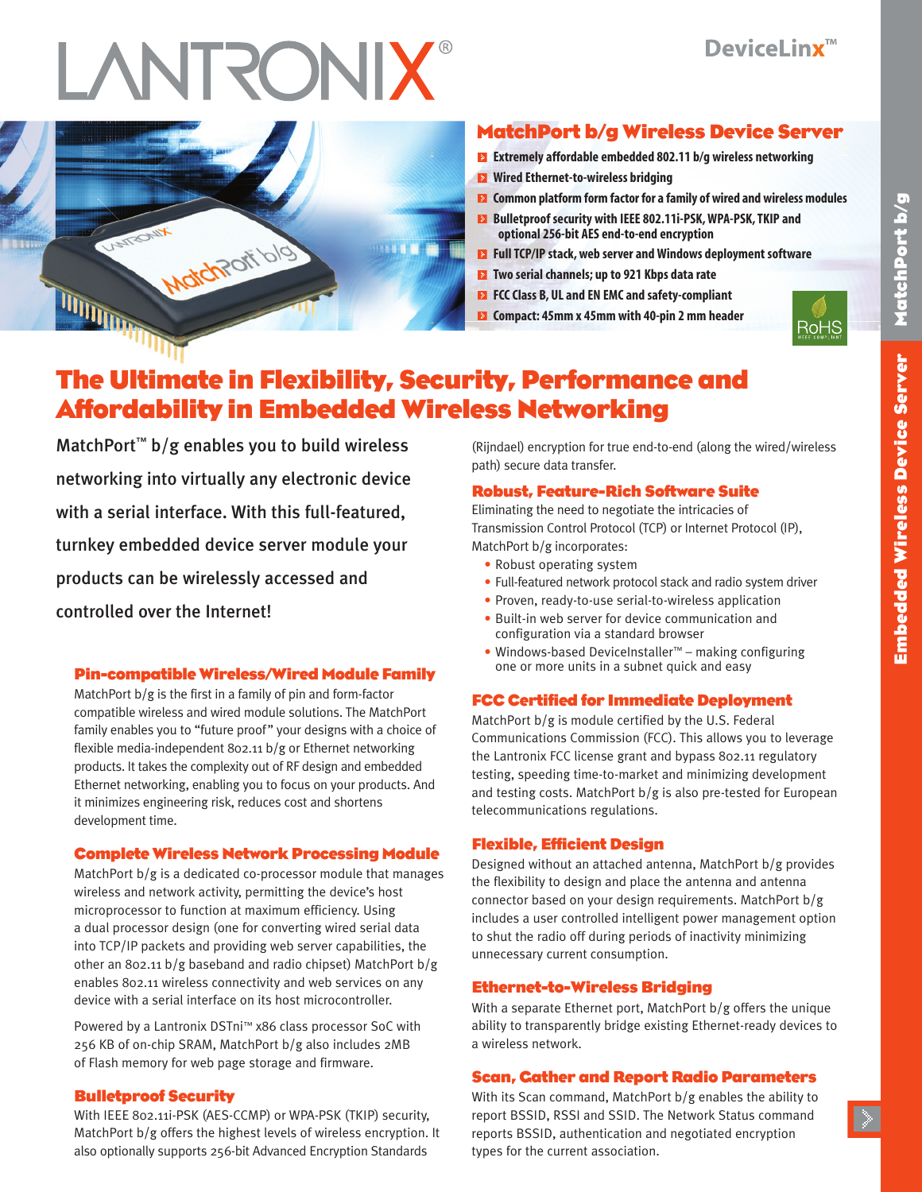# MatchPort b/g Wireless Device Server

- Extremely affordable embedded 802.11 b/g wireless networking
- Wired Ethernet-to-wireless bridging
- Common platform form factor for a family of wired and wireless modules
- Bulletproof security with IEEE 802.11i-PSK, WPA-PSK, TKIP and optional 256-bit AES end-to-end encryption
- Full TCP/IP stack, web server and Windows deployment software
- Two serial channels; up to 921 Kbps data rate
- FCC Class B, UL and EN EMC and safety-compliant
- Compact: 45mm x 45mm with 40-pin 2 mm header

## The Ultimate in Flexibility, Security, Performance and Affordability in Embedded Wireless Networking

MatchPort™ b/g enables you to build wireless networking into virtually any electronic device with a serial interface. With this full-featured, turnkey embedded device server module your products can be wirelessly accessed and controlled over the Internet!

### Pin-compatible Wireless/Wired Module Family

MatchPort b/g is the first in a family of pin and form-factor compatible wireless and wired module solutions. The MatchPort family enables you to "future proof" your designs with a choice of flexible media-independent 802.11 b/g or Ethernet networking products. It takes the complexity out of RF design and embedded Ethernet networking, enabling you to focus on your products. And it minimizes engineering risk, reduces cost and shortens development time.

### Complete Wireless Network Processing Module

MatchPort b/g is a dedicated co-processor module that manages wireless and network activity, permitting the device's host microprocessor to function at maximum efficiency. Using a dual processor design (one for converting wired serial data into TCP/IP packets and providing web server capabilities, the other an 802.11 b/g baseband and radio chipset) MatchPort b/g enables 802.11 wireless connectivity and web services on any device with a serial interface on its host microcontroller.

Powered by a Lantronix DSTni™ x86 class processor SoC with 256 KB of on-chip SRAM, MatchPort b/g also includes 2MB of Flash memory for web page storage and firmware.

### Bulletproof Security

With IEEE 802.11i-PSK (AES-CCMP) or WPA-PSK (TKIP) security, MatchPort b/g offers the highest levels of wireless encryption. It also optionally supports 256-bit Advanced Encryption Standards (Rijndael) encryption for true end-to-end (along the wired/wireless path) secure data transfer.

### Robust, Feature-Rich Software Suite

Eliminating the need to negotiate the intricacies of Transmission Control Protocol (TCP) or Internet Protocol (IP), MatchPort b/g incorporates:

- Robust operating system
- Full-featured network protocol stack and radio system driver
- Proven, ready-to-use serial-to-wireless application
- Built-in web server for device communication and configuration via a standard browser
- Windows-based DeviceInstaller™ – making configuring one or more units in a subnet quick and easy

### FCC Certified for Immediate Deployment

MatchPort b/g is module certified by the U.S. Federal Communications Commission (FCC). This allows you to leverage the Lantronix FCC license grant and bypass 802.11 regulatory testing, speeding time-to-market and minimizing development and testing costs. MatchPort b/g is also pre-tested for European telecommunications regulations.

### Flexible, Efficient Design

Designed without an attached antenna, MatchPort b/g provides the flexibility to design and place the antenna and antenna connector based on your design requirements. MatchPort b/g includes a user controlled intelligent power management option to shut the radio off during periods of inactivity minimizing unnecessary current consumption.

### Ethernet-to-Wireless Bridging

With a separate Ethernet port, MatchPort b/g offers the unique ability to transparently bridge existing Ethernet-ready devices to a wireless network.

### Scan, Gather and Report Radio Parameters

With its Scan command, MatchPort b/g enables the ability to report BSSID, RSSI and SSID. The Network Status command reports BSSID, authentication and negotiated encryption types for the current association.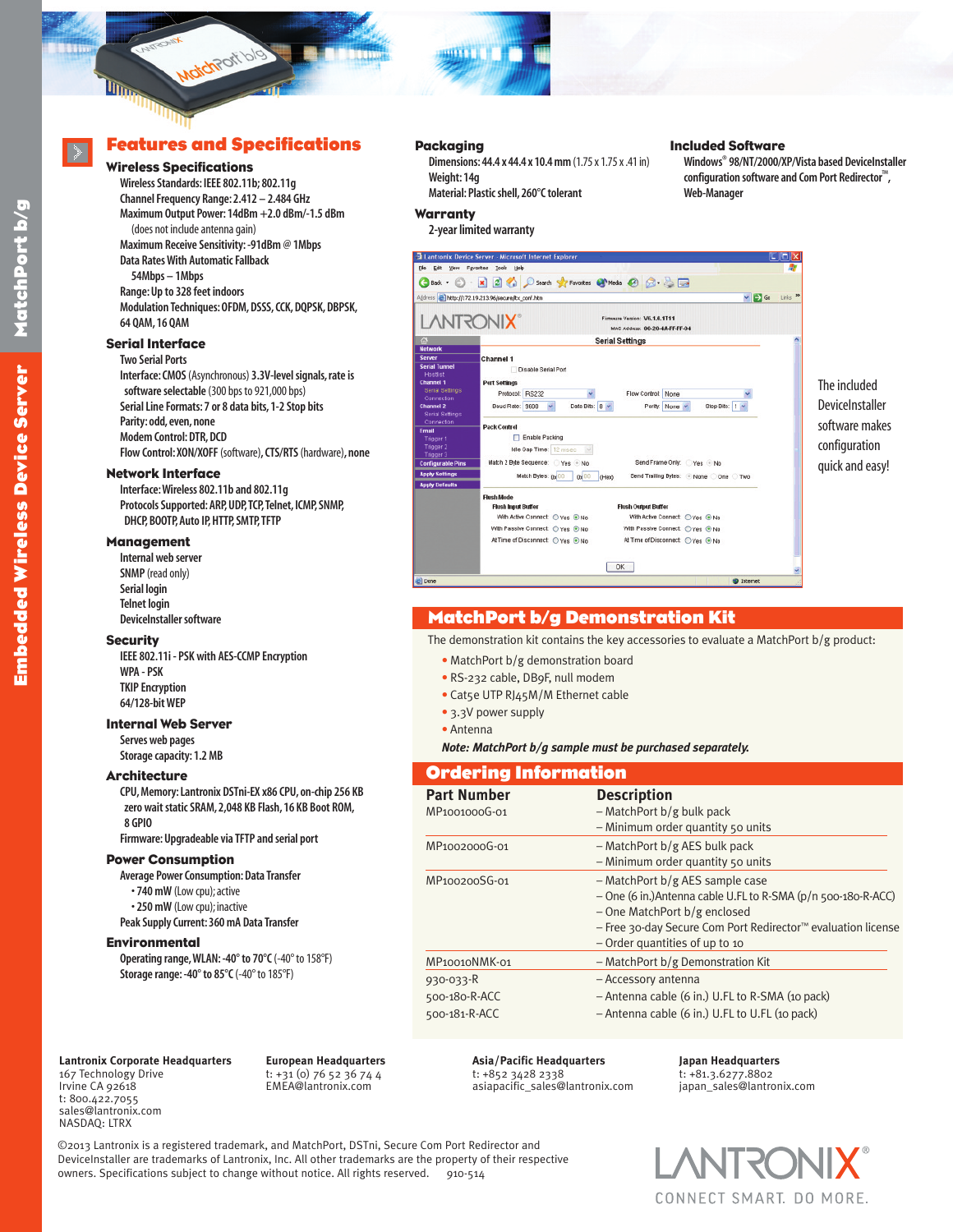# Features and Specifications

## Wireless Specifications

Wireless Standards: IEEE 802.11b; 802.11g
Channel Frequency Range: 2.412 – 2.484 GHz
Maximum Output Power: 14dBm +2.0 dBm/-1.5 dBm (does not include antenna gain)
Maximum Receive Sensitivity: -91dBm @ 1Mbps
Data Rates With Automatic Fallback 54Mbps – 1Mbps
Range: Up to 328 feet indoors
Modulation Techniques: OFDM, DSSS, CCK, DQPSK, DBPSK, 64 QAM, 16 QAM

## Serial Interface

Two Serial Ports
Interface: CMOS (Asynchronous) 3.3V-level signals, rate is software selectable (300 bps to 921,000 bps)
Serial Line Formats: 7 or 8 data bits, 1-2 Stop bits
Parity: odd, even, none
Modem Control: DTR, DCD
Flow Control: XON/XOFF (software), CTS/RTS (hardware), none

## Network Interface

Interface: Wireless 802.11b and 802.11g
Protocols Supported: ARP, UDP, TCP, Telnet, ICMP, SNMP, DHCP, BOOTP, Auto IP, HTTP, SMTP, TFTP

## Management

Internal web server
SNMP (read only)
Serial login
Telnet login
DeviceInstaller software

## Security

IEEE 802.11i - PSK with AES-CCMP Encryption
WPA - PSK
TKIP Encryption
64/128-bit WEP

## Internal Web Server

Serves web pages
Storage capacity: 1.2 MB

## Architecture

CPU, Memory: Lantronix DSTni-EX x86 CPU, on-chip 256 KB zero wait static SRAM, 2,048 KB Flash, 16 KB Boot ROM, 8 GPIO
Firmware: Upgradeable via TFTP and serial port

## Power Consumption

Average Power Consumption: Data Transfer
- 740 mW (Low cpu); active
- 250 mW (Low cpu); inactive

Peak Supply Current: 360 mA Data Transfer

## Environmental

Operating range, WLAN: -40° to 70°C (-40° to 158°F)
Storage range: -40° to 85°C (-40° to 185°F)

## Packaging

Dimensions: 44.4 x 44.4 x 10.4 mm (1.75 x 1.75 x .41 in)
Weight: 14g
Material: Plastic shell, 260°C tolerant

## Warranty

2-year limited warranty

## Included Software

Windows® 98/NT/2000/XP/Vista based DeviceInstaller configuration software and Com Port Redirector™, Web-Manager

The included DeviceInstaller software makes configuration quick and easy!

## MatchPort b/g Demonstration Kit

The demonstration kit contains the key accessories to evaluate a MatchPort b/g product:

- MatchPort b/g demonstration board
- RS-232 cable, DB9F, null modem
- Cat5e UTP RJ45M/M Ethernet cable
- 3.3V power supply
- Antenna

***Note: MatchPort b/g sample must be purchased separately.***

## Ordering Information

| Part Number | Description |
|---|---|
| MP1001000G-01 | – MatchPort b/g bulk pack<br>– Minimum order quantity 50 units |
| MP1002000G-01 | – MatchPort b/g AES bulk pack<br>– Minimum order quantity 50 units |
| MP100200SG-01 | – MatchPort b/g AES sample case<br>– One (6 in.)Antenna cable U.FL to R-SMA (p/n 500-180-R-ACC)<br>– One MatchPort b/g enclosed<br>– Free 30-day Secure Com Port Redirector™ evaluation license<br>– Order quantities of up to 10 |
| MP10010NMK-01 | – MatchPort b/g Demonstration Kit |
| 930-033-R | – Accessory antenna |
| 500-180-R-ACC | – Antenna cable (6 in.) U.FL to R-SMA (10 pack) |
| 500-181-R-ACC | – Antenna cable (6 in.) U.FL to U.FL (10 pack) |

**Lantronix Corporate Headquarters**
167 Technology Drive
Irvine CA 92618
t: 800.422.7055
sales@lantronix.com
NASDAQ: LTRX

**European Headquarters**
t: +31 (0) 76 52 36 74 4
EMEA@lantronix.com

**Asia/Pacific Headquarters**
t: +852 3428 2338
asiapacific_sales@lantronix.com

**Japan Headquarters**
t: +81.3.6277.8802
japan_sales@lantronix.com

©2013 Lantronix is a registered trademark, and MatchPort, DSTni, Secure Com Port Redirector and DeviceInstaller are trademarks of Lantronix, Inc. All other trademarks are the property of their respective owners. Specifications subject to change without notice. All rights reserved. 910-514

LANTRONIX®
CONNECT SMART. DO MORE.